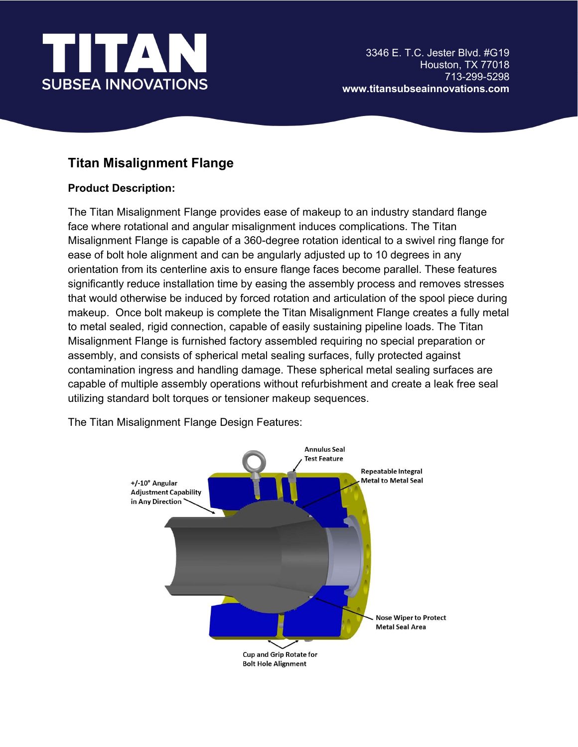**TITAN**
**SUBSEA INNOVATIONS**

3346 E. T.C. Jester Blvd. #G19
Houston, TX 77018
713-299-5298
**www.titansubseainnovations.com**

## Titan Misalignment Flange

### Product Description:

The Titan Misalignment Flange provides ease of makeup to an industry standard flange face where rotational and angular misalignment induces complications. The Titan Misalignment Flange is capable of a 360-degree rotation identical to a swivel ring flange for ease of bolt hole alignment and can be angularly adjusted up to 10 degrees in any orientation from its centerline axis to ensure flange faces become parallel. These features significantly reduce installation time by easing the assembly process and removes stresses that would otherwise be induced by forced rotation and articulation of the spool piece during makeup. Once bolt makeup is complete the Titan Misalignment Flange creates a fully metal to metal sealed, rigid connection, capable of easily sustaining pipeline loads. The Titan Misalignment Flange is furnished factory assembled requiring no special preparation or assembly, and consists of spherical metal sealing surfaces, fully protected against contamination ingress and handling damage. These spherical metal sealing surfaces are capable of multiple assembly operations without refurbishment and create a leak free seal utilizing standard bolt torques or tensioner makeup sequences.

The Titan Misalignment Flange Design Features:

- Annulus Seal Test Feature
- Repeatable Integral Metal to Metal Seal
- +/-10° Angular Adjustment Capability in Any Direction
- Nose Wiper to Protect Metal Seal Area
- Cup and Grip Rotate for Bolt Hole Alignment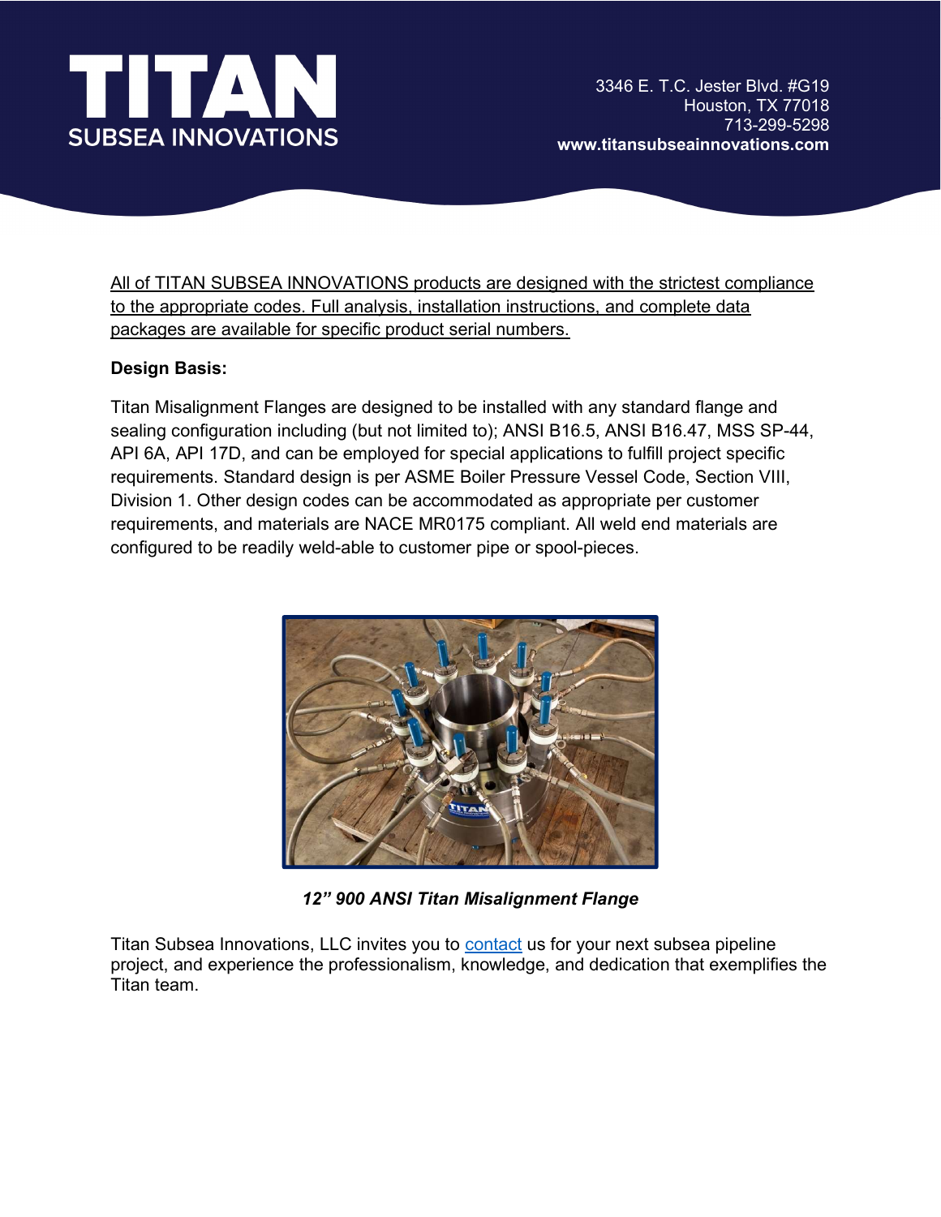# TITAN
## SUBSEA INNOVATIONS

3346 E. T.C. Jester Blvd. #G19
Houston, TX 77018
713-299-5298
**www.titansubseainnovations.com**

<u>All of TITAN SUBSEA INNOVATIONS products are designed with the strictest compliance to the appropriate codes. Full analysis, installation instructions, and complete data packages are available for specific product serial numbers.</u>

**Design Basis:**

Titan Misalignment Flanges are designed to be installed with any standard flange and sealing configuration including (but not limited to); ANSI B16.5, ANSI B16.47, MSS SP-44, API 6A, API 17D, and can be employed for special applications to fulfill project specific requirements. Standard design is per ASME Boiler Pressure Vessel Code, Section VIII, Division 1. Other design codes can be accommodated as appropriate per customer requirements, and materials are NACE MR0175 compliant. All weld end materials are configured to be readily weld-able to customer pipe or spool-pieces.

***12" 900 ANSI Titan Misalignment Flange***

Titan Subsea Innovations, LLC invites you to contact us for your next subsea pipeline project, and experience the professionalism, knowledge, and dedication that exemplifies the Titan team.